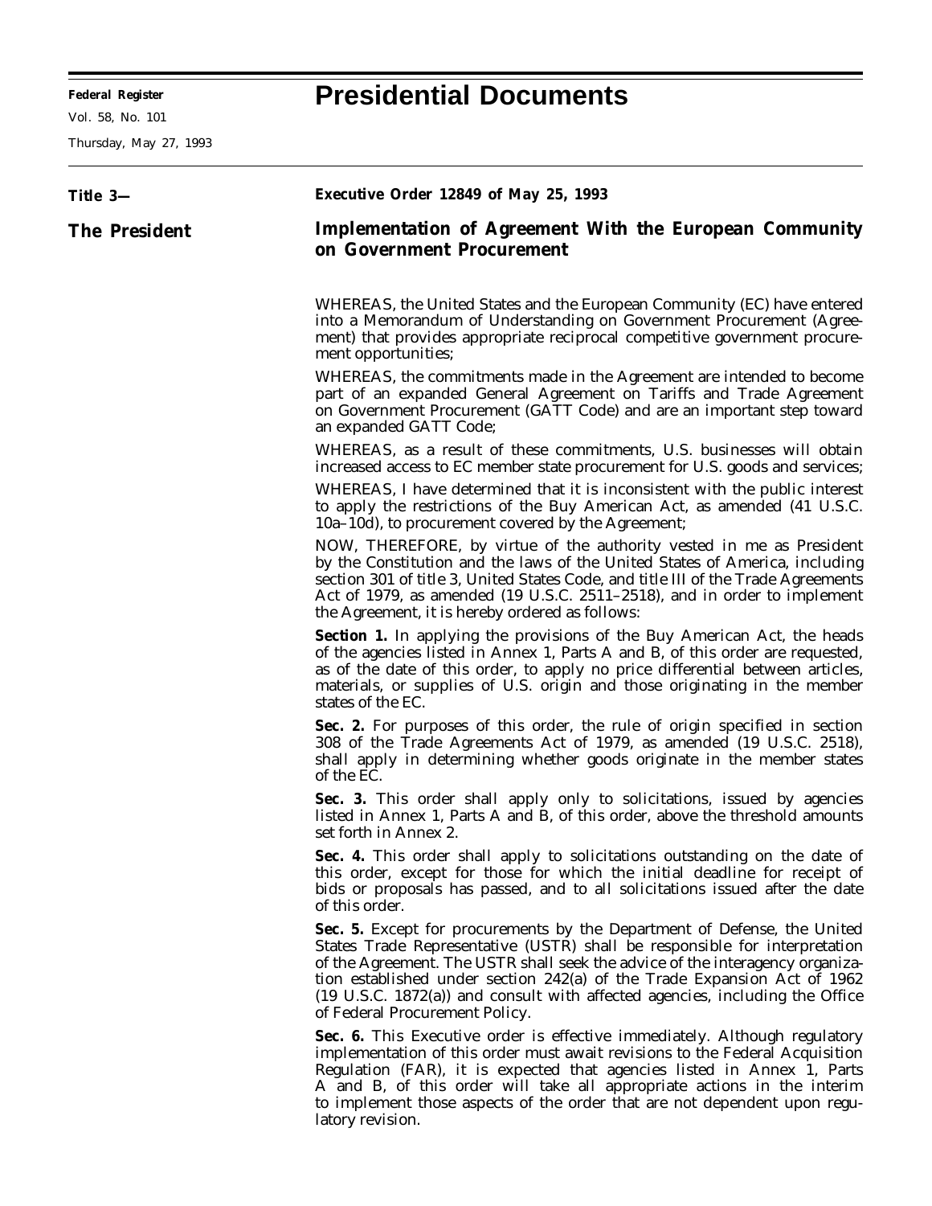# Presidential Documents

Title 3—

The President

## Executive Order 12849 of May 25, 1993

## Implementation of Agreement With the European Community on Government Procurement

WHEREAS, the United States and the European Community (EC) have entered into a Memorandum of Understanding on Government Procurement (Agreement) that provides appropriate reciprocal competitive government procurement opportunities;

WHEREAS, the commitments made in the Agreement are intended to become part of an expanded General Agreement on Tariffs and Trade Agreement on Government Procurement (GATT Code) and are an important step toward an expanded GATT Code;

WHEREAS, as a result of these commitments, U.S. businesses will obtain increased access to EC member state procurement for U.S. goods and services;

WHEREAS, I have determined that it is inconsistent with the public interest to apply the restrictions of the Buy American Act, as amended (41 U.S.C. 10a–10d), to procurement covered by the Agreement;

NOW, THEREFORE, by virtue of the authority vested in me as President by the Constitution and the laws of the United States of America, including section 301 of title 3, United States Code, and title III of the Trade Agreements Act of 1979, as amended (19 U.S.C. 2511–2518), and in order to implement the Agreement, it is hereby ordered as follows:

**Section 1.** In applying the provisions of the Buy American Act, the heads of the agencies listed in Annex 1, Parts A and B, of this order are requested, as of the date of this order, to apply no price differential between articles, materials, or supplies of U.S. origin and those originating in the member states of the EC.

**Sec. 2.** For purposes of this order, the rule of origin specified in section 308 of the Trade Agreements Act of 1979, as amended (19 U.S.C. 2518), shall apply in determining whether goods originate in the member states of the EC.

**Sec. 3.** This order shall apply only to solicitations, issued by agencies listed in Annex 1, Parts A and B, of this order, above the threshold amounts set forth in Annex 2.

**Sec. 4.** This order shall apply to solicitations outstanding on the date of this order, except for those for which the initial deadline for receipt of bids or proposals has passed, and to all solicitations issued after the date of this order.

**Sec. 5.** Except for procurements by the Department of Defense, the United States Trade Representative (USTR) shall be responsible for interpretation of the Agreement. The USTR shall seek the advice of the interagency organization established under section 242(a) of the Trade Expansion Act of 1962 (19 U.S.C. 1872(a)) and consult with affected agencies, including the Office of Federal Procurement Policy.

**Sec. 6.** This Executive order is effective immediately. Although regulatory implementation of this order must await revisions to the Federal Acquisition Regulation (FAR), it is expected that agencies listed in Annex 1, Parts A and B, of this order will take all appropriate actions in the interim to implement those aspects of the order that are not dependent upon regulatory revision.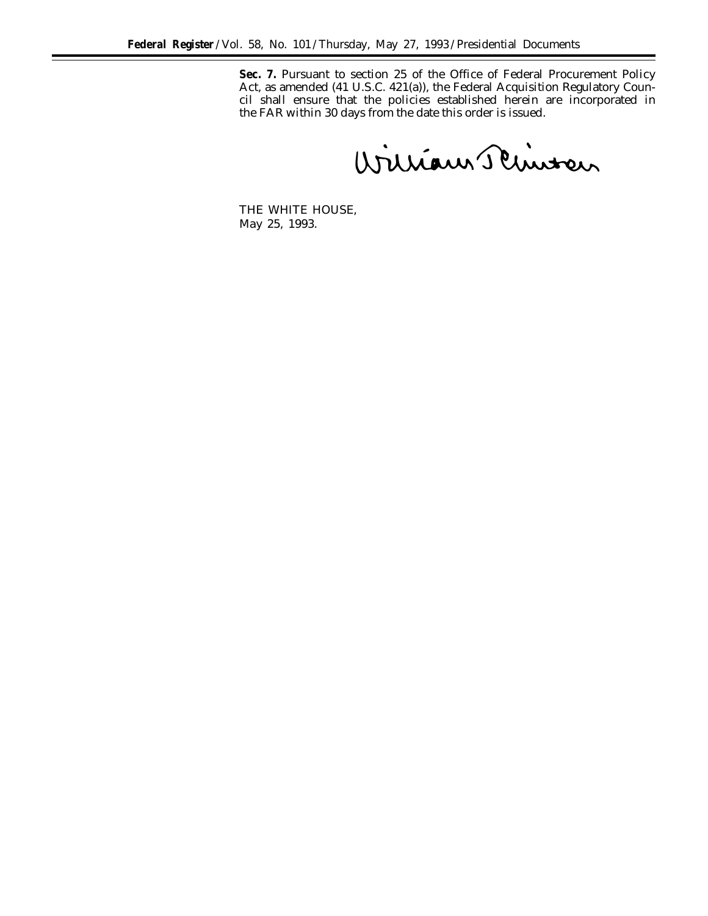**Sec. 7.** Pursuant to section 25 of the Office of Federal Procurement Policy Act, as amended (41 U.S.C. 421(a)), the Federal Acquisition Regulatory Council shall ensure that the policies established herein are incorporated in the FAR within 30 days from the date this order is issued.

William J. Clinton

THE WHITE HOUSE,
May 25, 1993.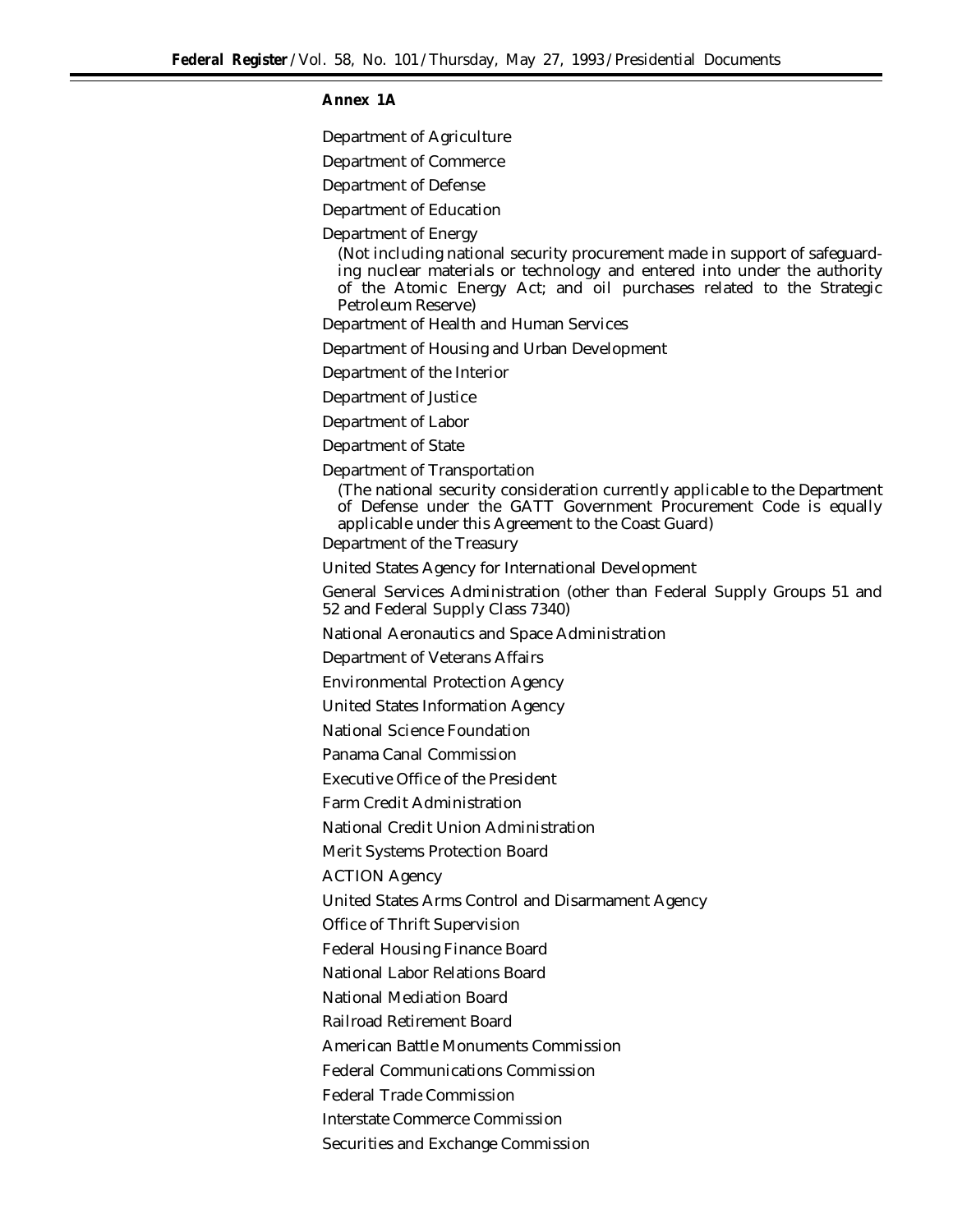**Annex 1A**

Department of Agriculture

Department of Commerce

Department of Defense

Department of Education

Department of Energy

(Not including national security procurement made in support of safeguarding nuclear materials or technology and entered into under the authority of the Atomic Energy Act; and oil purchases related to the Strategic Petroleum Reserve)

Department of Health and Human Services

Department of Housing and Urban Development

Department of the Interior

Department of Justice

Department of Labor

Department of State

Department of Transportation

(The national security consideration currently applicable to the Department of Defense under the GATT Government Procurement Code is equally applicable under this Agreement to the Coast Guard)

Department of the Treasury

United States Agency for International Development

General Services Administration (other than Federal Supply Groups 51 and 52 and Federal Supply Class 7340)

National Aeronautics and Space Administration

Department of Veterans Affairs

Environmental Protection Agency

United States Information Agency

National Science Foundation

Panama Canal Commission

Executive Office of the President

Farm Credit Administration

National Credit Union Administration

Merit Systems Protection Board

ACTION Agency

United States Arms Control and Disarmament Agency

Office of Thrift Supervision

Federal Housing Finance Board

National Labor Relations Board

National Mediation Board

Railroad Retirement Board

American Battle Monuments Commission

Federal Communications Commission

Federal Trade Commission

Interstate Commerce Commission

Securities and Exchange Commission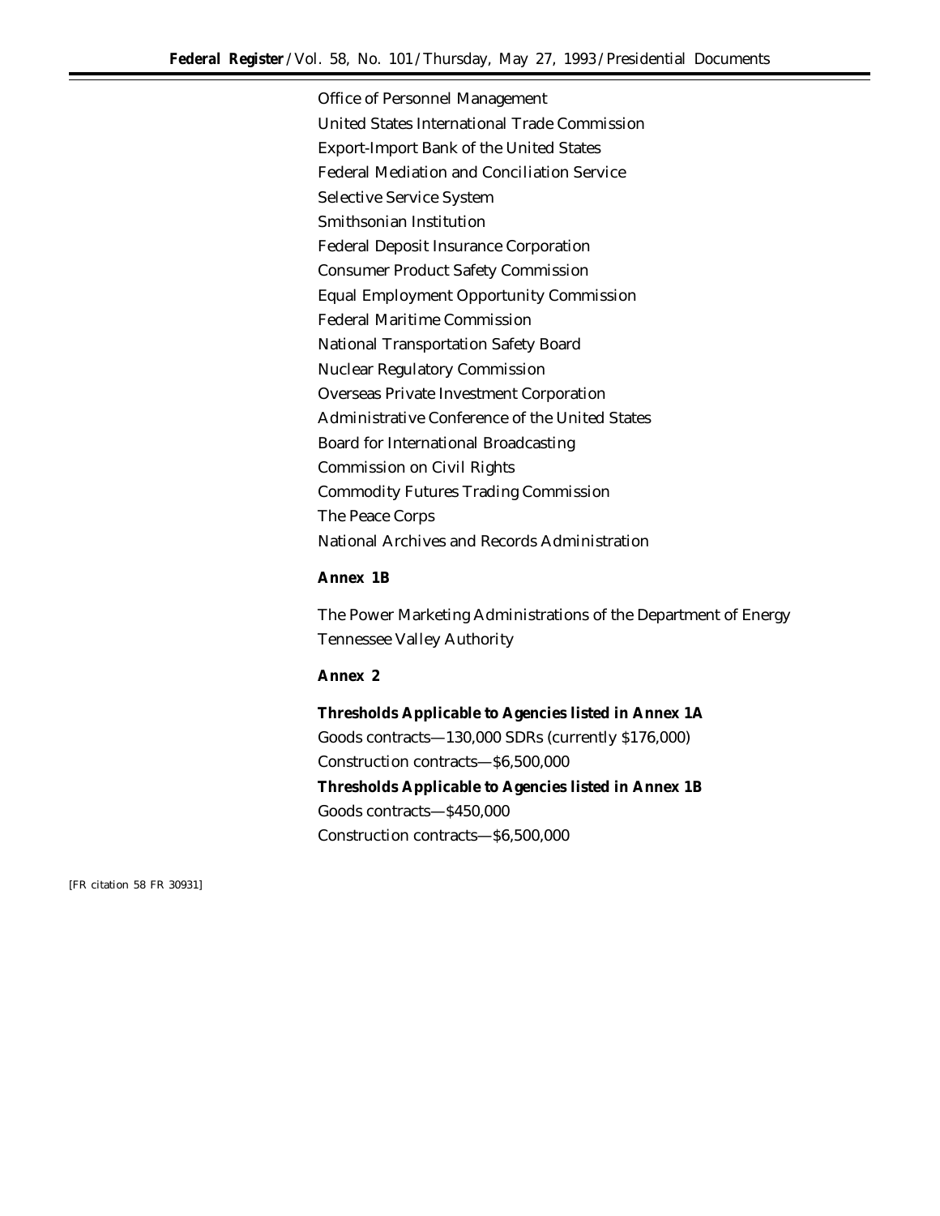Office of Personnel Management

United States International Trade Commission

Export-Import Bank of the United States

Federal Mediation and Conciliation Service

Selective Service System

Smithsonian Institution

Federal Deposit Insurance Corporation

Consumer Product Safety Commission

Equal Employment Opportunity Commission

Federal Maritime Commission

National Transportation Safety Board

Nuclear Regulatory Commission

Overseas Private Investment Corporation

Administrative Conference of the United States

Board for International Broadcasting

Commission on Civil Rights

Commodity Futures Trading Commission

The Peace Corps

National Archives and Records Administration

**Annex 1B**

The Power Marketing Administrations of the Department of Energy

Tennessee Valley Authority

**Annex 2**

**Thresholds Applicable to Agencies listed in Annex 1A**

Goods contracts—130,000 SDRs (currently $176,000)

Construction contracts—$6,500,000

**Thresholds Applicable to Agencies listed in Annex 1B**

Goods contracts—$450,000

Construction contracts—$6,500,000

[FR citation 58 FR 30931]